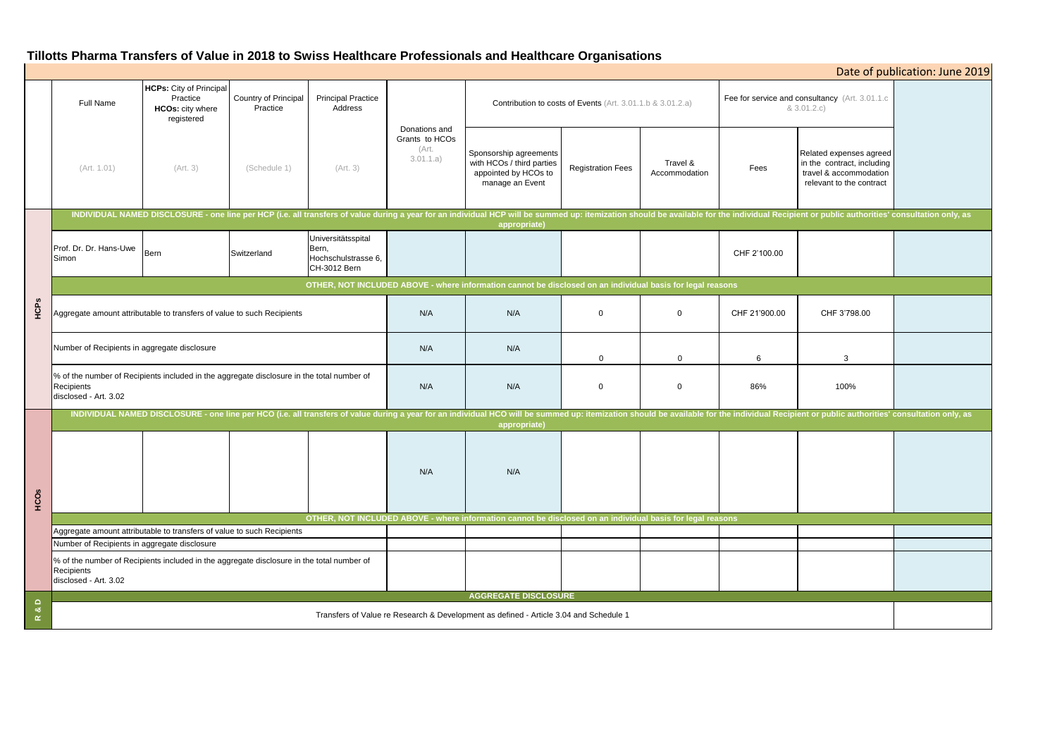# Tillotts Pharma Transfers of Value in 2018 to Swiss Healthcare Professionals and Healthcare Organisations

Date of publication: June 2019

| | Full Name | HCPs: City of Principal Practice HCOs: city where registered | Country of Principal Practice | Principal Practice Address | Donations and Grants to HCOs (Art. 3.01.1.a) | Contribution to costs of Events (Art. 3.01.1.b & 3.01.2.a) | | | Fee for service and consultancy (Art. 3.01.1.c & 3.01.2.c) | | |
|---|---|---|---|---|---|---|---|---|---|---|---|
| | (Art. 1.01) | (Art. 3) | (Schedule 1) | (Art. 3) | | Sponsorship agreements with HCOs / third parties appointed by HCOs to manage an Event | Registration Fees | Travel & Accommodation | Fees | Related expenses agreed in the contract, including travel & accommodation relevant to the contract | |
| HCPs | INDIVIDUAL NAMED DISCLOSURE - one line per HCP (i.e. all transfers of value during a year for an individual HCP will be summed up: itemization should be available for the individual Recipient or public authorities' consultation only, as appropriate) | | | | | | | | | | |
| | Prof. Dr. Dr. Hans-Uwe Simon | Bern | Switzerland | Universitätsspital Bern, Hochschulstrasse 6, CH-3012 Bern | | | | | CHF 2'100.00 | | |
| | OTHER, NOT INCLUDED ABOVE - where information cannot be disclosed on an individual basis for legal reasons | | | | | | | | | | |
| | Aggregate amount attributable to transfers of value to such Recipients | | | | N/A | N/A | 0 | 0 | CHF 21'900.00 | CHF 3'798.00 | |
| | Number of Recipients in aggregate disclosure | | | | N/A | N/A | 0 | 0 | 6 | 3 | |
| | % of the number of Recipients included in the aggregate disclosure in the total number of Recipients disclosed - Art. 3.02 | | | | N/A | N/A | 0 | 0 | 86% | 100% | |
| HCOs | INDIVIDUAL NAMED DISCLOSURE - one line per HCO (i.e. all transfers of value during a year for an individual HCO will be summed up: itemization should be available for the individual Recipient or public authorities' consultation only, as appropriate) | | | | | | | | | | |
| | | | | | N/A | N/A | | | | | |
| | OTHER, NOT INCLUDED ABOVE - where information cannot be disclosed on an individual basis for legal reasons | | | | | | | | | | |
| | Aggregate amount attributable to transfers of value to such Recipients | | | | | | | | | | |
| | Number of Recipients in aggregate disclosure | | | | | | | | | | |
| | % of the number of Recipients included in the aggregate disclosure in the total number of Recipients disclosed - Art. 3.02 | | | | | | | | | | |
| R & D | AGGREGATE DISCLOSURE | | | | | | | | | | |
| | Transfers of Value re Research & Development as defined - Article 3.04 and Schedule 1 | | | | | | | | | | |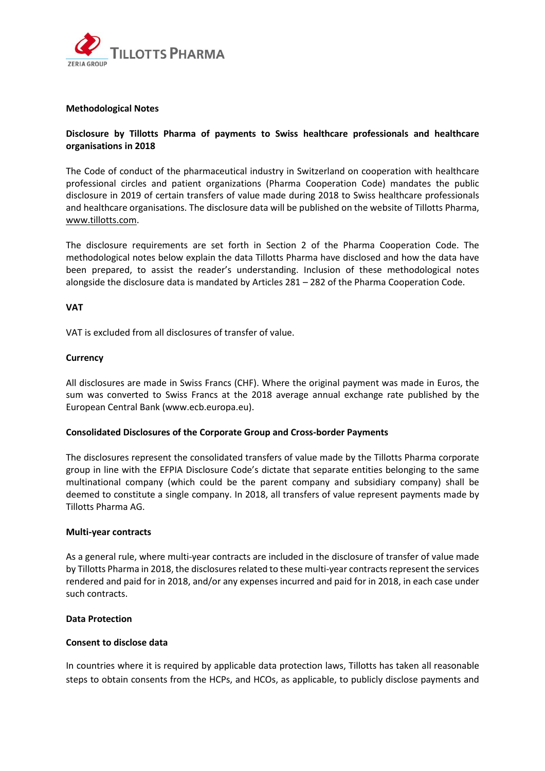**Methodological Notes**

**Disclosure by Tillotts Pharma of payments to Swiss healthcare professionals and healthcare organisations in 2018**

The Code of conduct of the pharmaceutical industry in Switzerland on cooperation with healthcare professional circles and patient organizations (Pharma Cooperation Code) mandates the public disclosure in 2019 of certain transfers of value made during 2018 to Swiss healthcare professionals and healthcare organisations. The disclosure data will be published on the website of Tillotts Pharma, www.tillotts.com.

The disclosure requirements are set forth in Section 2 of the Pharma Cooperation Code. The methodological notes below explain the data Tillotts Pharma have disclosed and how the data have been prepared, to assist the reader's understanding. Inclusion of these methodological notes alongside the disclosure data is mandated by Articles 281 – 282 of the Pharma Cooperation Code.

**VAT**

VAT is excluded from all disclosures of transfer of value.

**Currency**

All disclosures are made in Swiss Francs (CHF). Where the original payment was made in Euros, the sum was converted to Swiss Francs at the 2018 average annual exchange rate published by the European Central Bank (www.ecb.europa.eu).

**Consolidated Disclosures of the Corporate Group and Cross-border Payments**

The disclosures represent the consolidated transfers of value made by the Tillotts Pharma corporate group in line with the EFPIA Disclosure Code's dictate that separate entities belonging to the same multinational company (which could be the parent company and subsidiary company) shall be deemed to constitute a single company. In 2018, all transfers of value represent payments made by Tillotts Pharma AG.

**Multi-year contracts**

As a general rule, where multi-year contracts are included in the disclosure of transfer of value made by Tillotts Pharma in 2018, the disclosures related to these multi-year contracts represent the services rendered and paid for in 2018, and/or any expenses incurred and paid for in 2018, in each case under such contracts.

**Data Protection**

**Consent to disclose data**

In countries where it is required by applicable data protection laws, Tillotts has taken all reasonable steps to obtain consents from the HCPs, and HCOs, as applicable, to publicly disclose payments and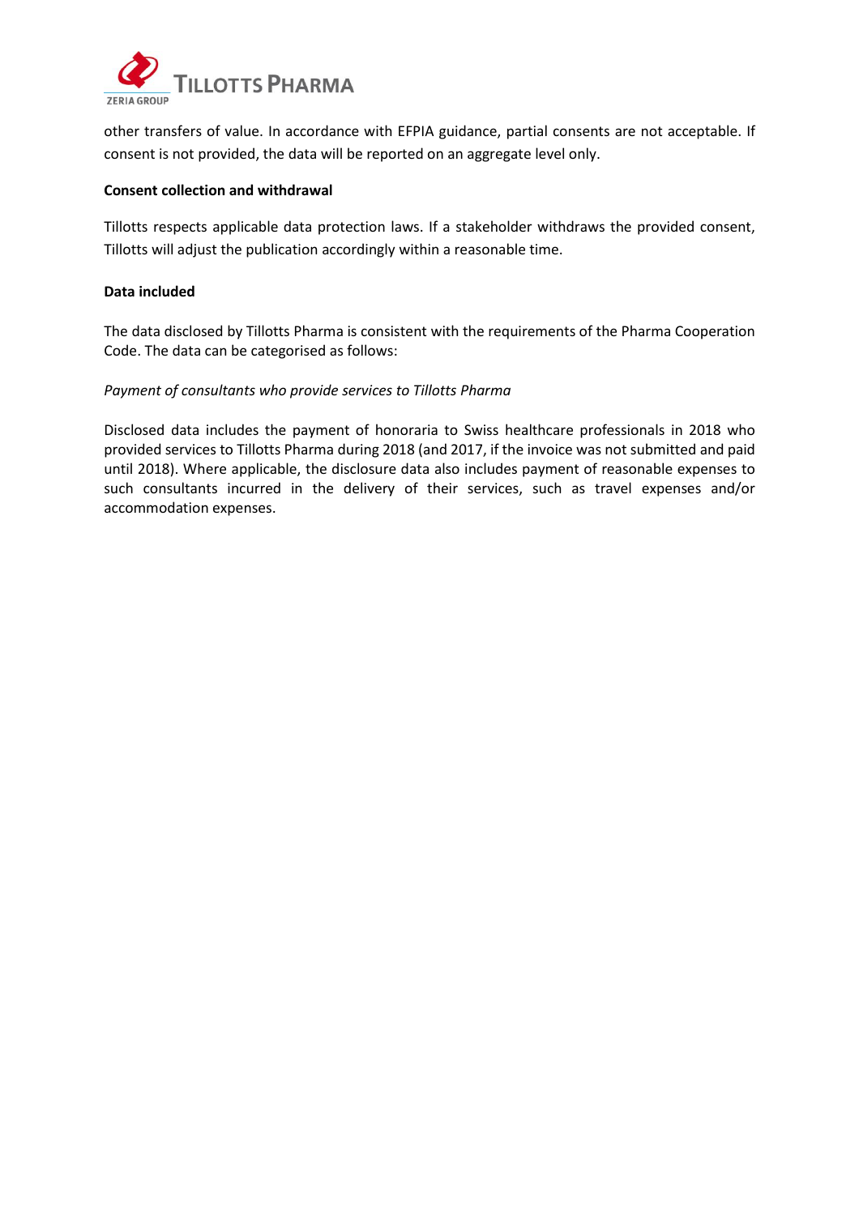other transfers of value. In accordance with EFPIA guidance, partial consents are not acceptable. If consent is not provided, the data will be reported on an aggregate level only.

**Consent collection and withdrawal**

Tillotts respects applicable data protection laws. If a stakeholder withdraws the provided consent, Tillotts will adjust the publication accordingly within a reasonable time.

**Data included**

The data disclosed by Tillotts Pharma is consistent with the requirements of the Pharma Cooperation Code. The data can be categorised as follows:

*Payment of consultants who provide services to Tillotts Pharma*

Disclosed data includes the payment of honoraria to Swiss healthcare professionals in 2018 who provided services to Tillotts Pharma during 2018 (and 2017, if the invoice was not submitted and paid until 2018). Where applicable, the disclosure data also includes payment of reasonable expenses to such consultants incurred in the delivery of their services, such as travel expenses and/or accommodation expenses.